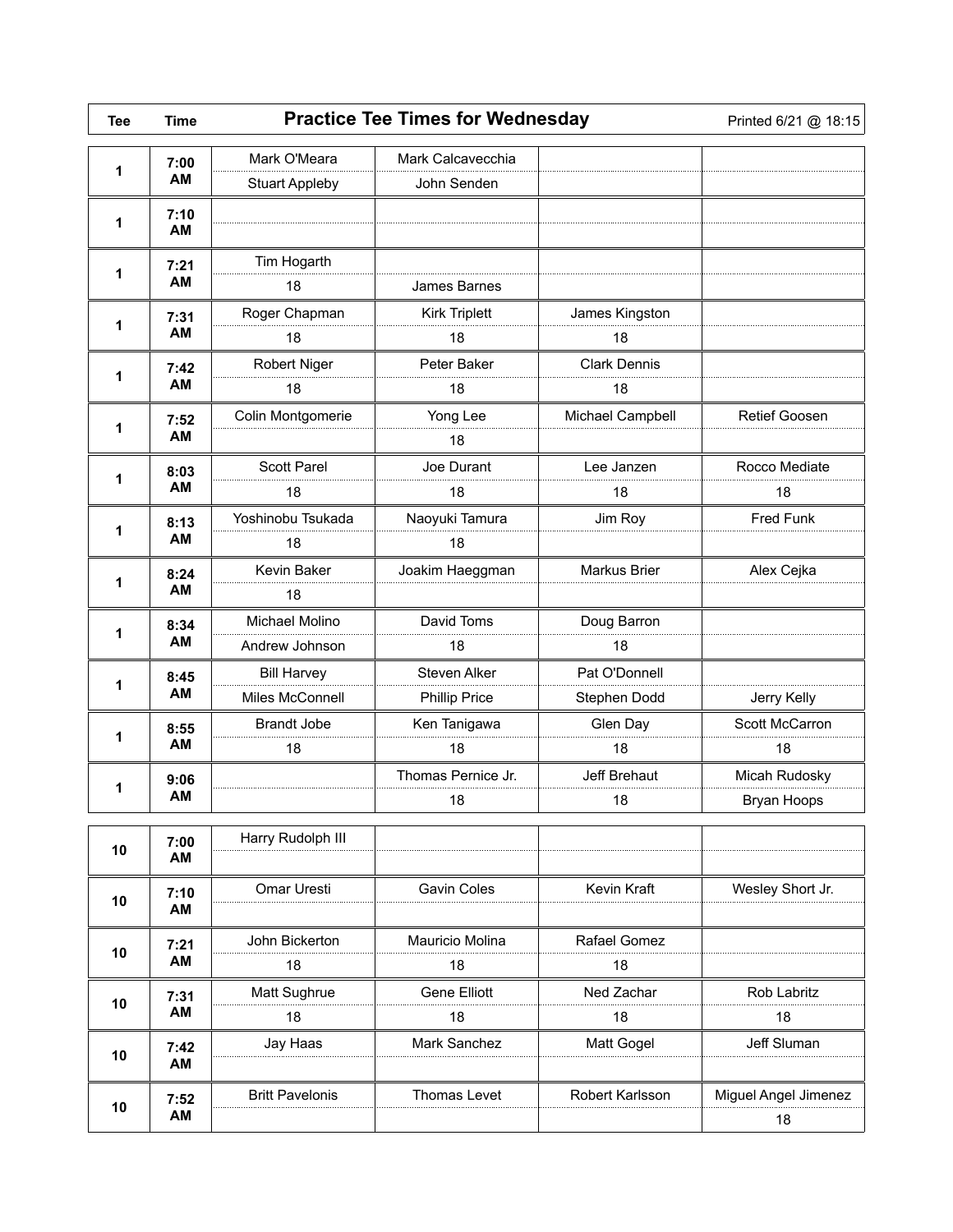## Practice Tee Times for Wednesday

Printed 6/21 @ 18:15

| Tee | Time | | | | |
|---|---|---|---|---|---|
| 1 | 7:00 AM | Mark O'Meara | Mark Calcavecchia | | |
| | | Stuart Appleby | John Senden | | |
| 1 | 7:10 AM | | | | |
| | | | | | |
| 1 | 7:21 AM | Tim Hogarth | | | |
| | | 18 | James Barnes | | |
| 1 | 7:31 AM | Roger Chapman | Kirk Triplett | James Kingston | |
| | | 18 | 18 | 18 | |
| 1 | 7:42 AM | Robert Niger | Peter Baker | Clark Dennis | |
| | | 18 | 18 | 18 | |
| 1 | 7:52 AM | Colin Montgomerie | Yong Lee | Michael Campbell | Retief Goosen |
| | | | 18 | | |
| 1 | 8:03 AM | Scott Parel | Joe Durant | Lee Janzen | Rocco Mediate |
| | | 18 | 18 | 18 | 18 |
| 1 | 8:13 AM | Yoshinobu Tsukada | Naoyuki Tamura | Jim Roy | Fred Funk |
| | | 18 | 18 | | |
| 1 | 8:24 AM | Kevin Baker | Joakim Haeggman | Markus Brier | Alex Cejka |
| | | 18 | | | |
| 1 | 8:34 AM | Michael Molino | David Toms | Doug Barron | |
| | | Andrew Johnson | 18 | 18 | |
| 1 | 8:45 AM | Bill Harvey | Steven Alker | Pat O'Donnell | |
| | | Miles McConnell | Phillip Price | Stephen Dodd | Jerry Kelly |
| 1 | 8:55 AM | Brandt Jobe | Ken Tanigawa | Glen Day | Scott McCarron |
| | | 18 | 18 | 18 | 18 |
| 1 | 9:06 AM | | Thomas Pernice Jr. | Jeff Brehaut | Micah Rudosky |
| | | | 18 | 18 | Bryan Hoops |
| 10 | 7:00 AM | Harry Rudolph III | | | |
| | | | | | |
| 10 | 7:10 AM | Omar Uresti | Gavin Coles | Kevin Kraft | Wesley Short Jr. |
| | | | | | |
| 10 | 7:21 AM | John Bickerton | Mauricio Molina | Rafael Gomez | |
| | | 18 | 18 | 18 | |
| 10 | 7:31 AM | Matt Sughrue | Gene Elliott | Ned Zachar | Rob Labritz |
| | | 18 | 18 | 18 | 18 |
| 10 | 7:42 AM | Jay Haas | Mark Sanchez | Matt Gogel | Jeff Sluman |
| | | | | | |
| 10 | 7:52 AM | Britt Pavelonis | Thomas Levet | Robert Karlsson | Miguel Angel Jimenez |
| | | | | | 18 |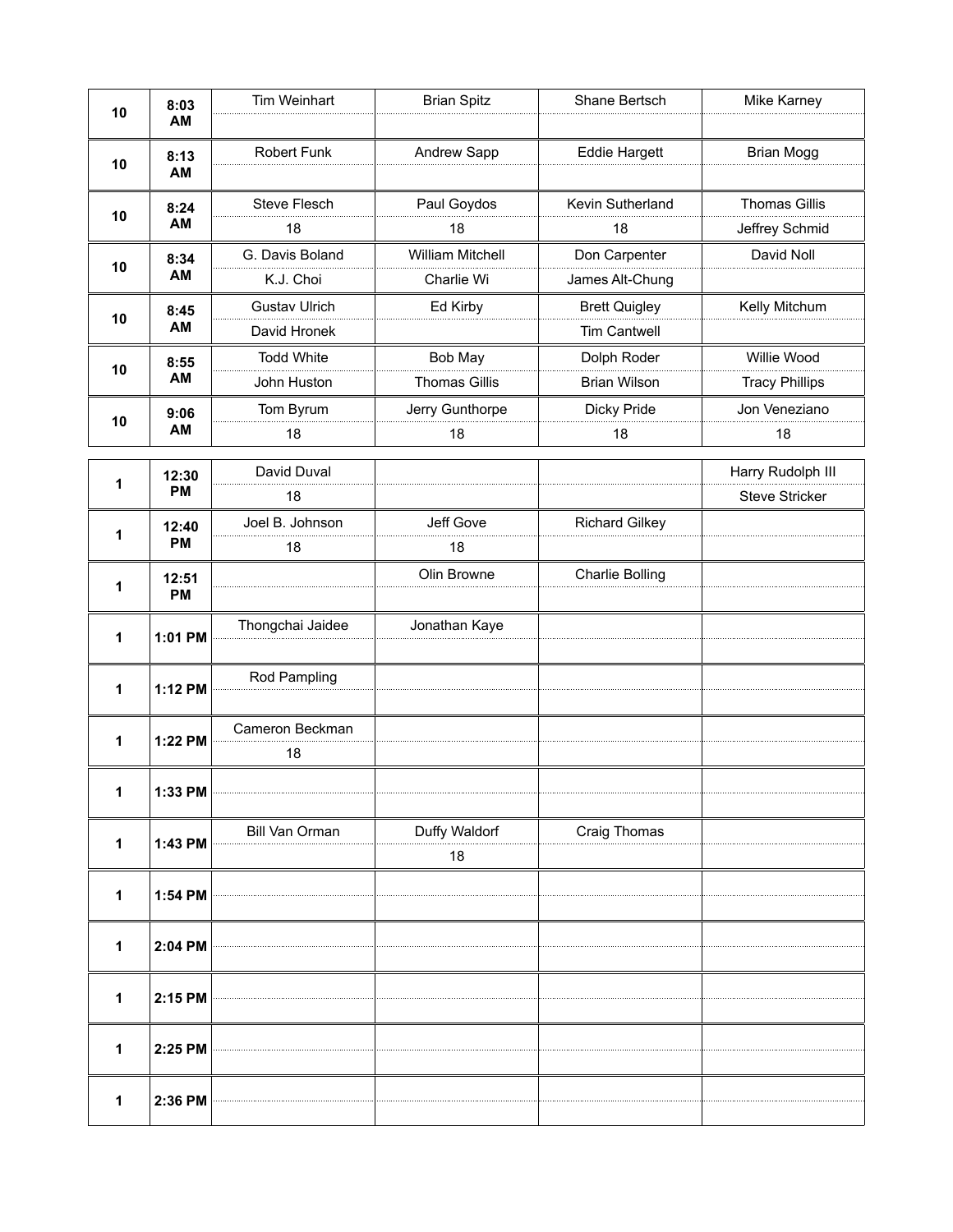| | | | | | |
|---|---|---|---|---|---|
| 10 | 8:03 AM | Tim Weinhart | Brian Spitz | Shane Bertsch | Mike Karney |
| | | | | | |
| 10 | 8:13 AM | Robert Funk | Andrew Sapp | Eddie Hargett | Brian Mogg |
| | | | | | |
| 10 | 8:24 AM | Steve Flesch | Paul Goydos | Kevin Sutherland | Thomas Gillis |
| | | 18 | 18 | 18 | Jeffrey Schmid |
| 10 | 8:34 AM | G. Davis Boland | William Mitchell | Don Carpenter | David Noll |
| | | K.J. Choi | Charlie Wi | James Alt-Chung | |
| 10 | 8:45 AM | Gustav Ulrich | Ed Kirby | Brett Quigley | Kelly Mitchum |
| | | David Hronek | | Tim Cantwell | |
| 10 | 8:55 AM | Todd White | Bob May | Dolph Roder | Willie Wood |
| | | John Huston | Thomas Gillis | Brian Wilson | Tracy Phillips |
| 10 | 9:06 AM | Tom Byrum | Jerry Gunthorpe | Dicky Pride | Jon Veneziano |
| | | 18 | 18 | 18 | 18 |

| | | | | | |
|---|---|---|---|---|---|
| 1 | 12:30 PM | David Duval | | | Harry Rudolph III |
| | | 18 | | | Steve Stricker |
| 1 | 12:40 PM | Joel B. Johnson | Jeff Gove | Richard Gilkey | |
| | | 18 | 18 | | |
| 1 | 12:51 PM | | Olin Browne | Charlie Bolling | |
| | | | | | |
| 1 | 1:01 PM | Thongchai Jaidee | Jonathan Kaye | | |
| | | | | | |
| 1 | 1:12 PM | Rod Pampling | | | |
| | | | | | |
| 1 | 1:22 PM | Cameron Beckman | | | |
| | | 18 | | | |
| 1 | 1:33 PM | | | | |
| | | | | | |
| 1 | 1:43 PM | Bill Van Orman | Duffy Waldorf | Craig Thomas | |
| | | | 18 | | |
| 1 | 1:54 PM | | | | |
| | | | | | |
| 1 | 2:04 PM | | | | |
| | | | | | |
| 1 | 2:15 PM | | | | |
| | | | | | |
| 1 | 2:25 PM | | | | |
| | | | | | |
| 1 | 2:36 PM | | | | |
| | | | | | |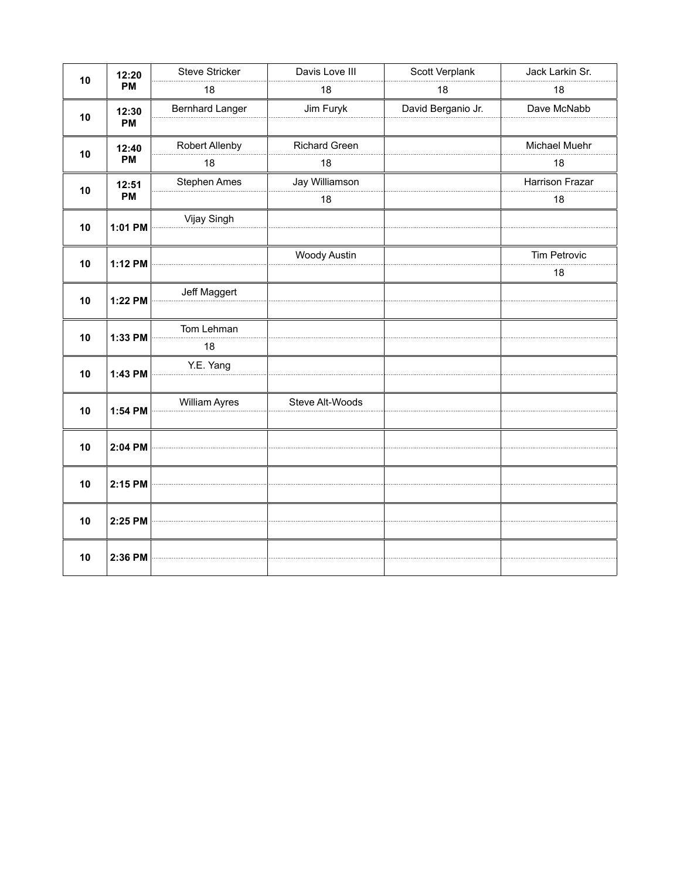| | | | | | |
|---|---|---|---|---|---|
| 10 | 12:20 PM | Steve Stricker<br>18 | Davis Love III<br>18 | Scott Verplank<br>18 | Jack Larkin Sr.<br>18 |
| 10 | 12:30 PM | Bernhard Langer | Jim Furyk | David Berganio Jr. | Dave McNabb |
| 10 | 12:40 PM | Robert Allenby<br>18 | Richard Green<br>18 | | Michael Muehr<br>18 |
| 10 | 12:51 PM | Stephen Ames | Jay Williamson<br>18 | | Harrison Frazar<br>18 |
| 10 | 1:01 PM | Vijay Singh | | | |
| 10 | 1:12 PM | | Woody Austin | | Tim Petrovic<br>18 |
| 10 | 1:22 PM | Jeff Maggert | | | |
| 10 | 1:33 PM | Tom Lehman<br>18 | | | |
| 10 | 1:43 PM | Y.E. Yang | | | |
| 10 | 1:54 PM | William Ayres | Steve Alt-Woods | | |
| 10 | 2:04 PM | | | | |
| 10 | 2:15 PM | | | | |
| 10 | 2:25 PM | | | | |
| 10 | 2:36 PM | | | | |